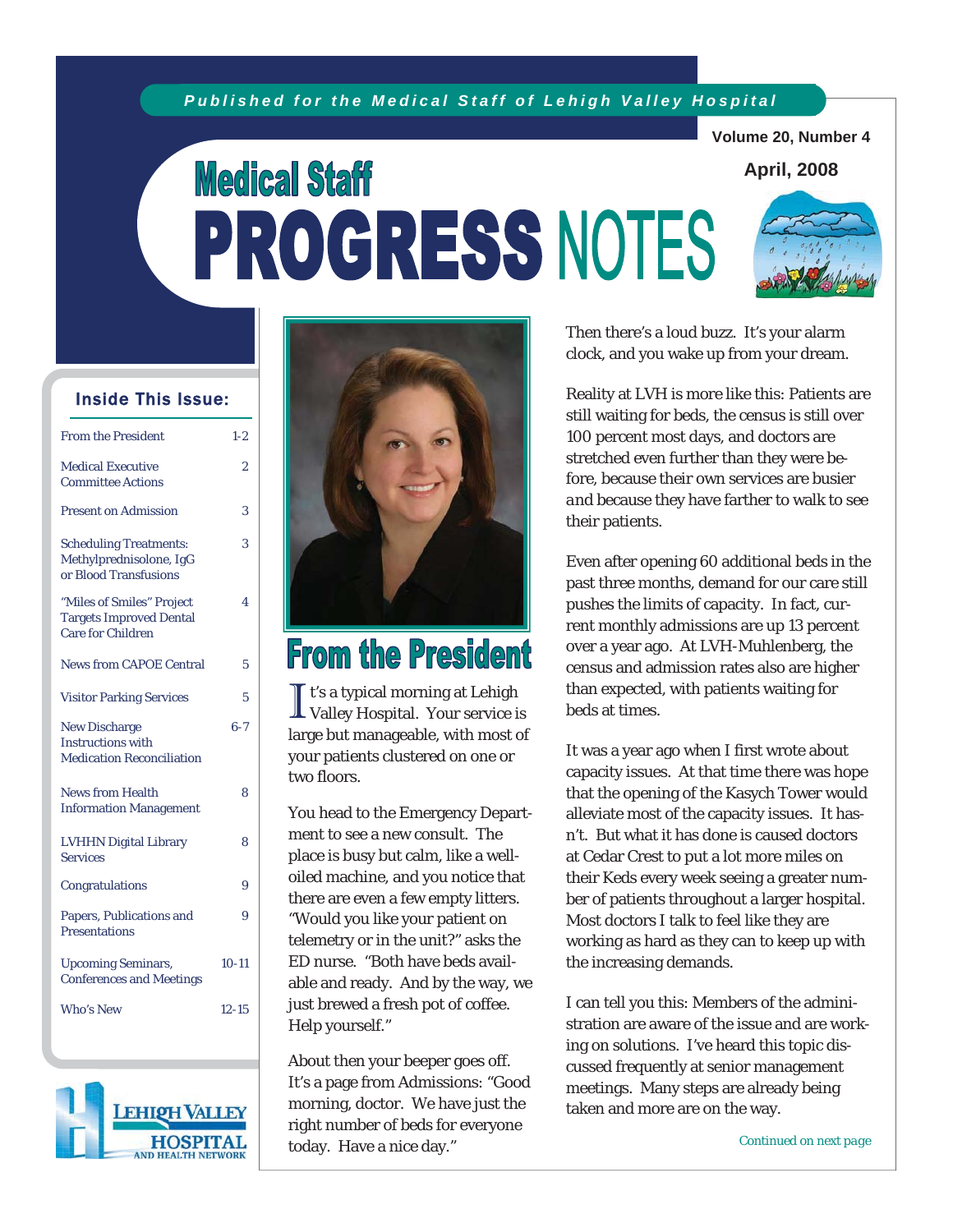*Published for the Medical Staff of Lehigh Valley Hospital*

Volume 20, Number 4

April, 2008

# Medical Staff PROGRESS NOTES

## Inside This Issue:

| | |
|---|---|
| From the President | 1-2 |
| Medical Executive Committee Actions | 2 |
| Present on Admission | 3 |
| Scheduling Treatments: Methylprednisolone, IgG or Blood Transfusions | 3 |
| "Miles of Smiles" Project Targets Improved Dental Care for Children | 4 |
| News from CAPOE Central | 5 |
| Visitor Parking Services | 5 |
| New Discharge Instructions with Medication Reconciliation | 6-7 |
| News from Health Information Management | 8 |
| LVHHN Digital Library Services | 8 |
| Congratulations | 9 |
| Papers, Publications and Presentations | 9 |
| Upcoming Seminars, Conferences and Meetings | 10-11 |
| Who's New | 12-15 |

## From the President

It's a typical morning at Lehigh Valley Hospital. Your service is large but manageable, with most of your patients clustered on one or two floors.

You head to the Emergency Department to see a new consult. The place is busy but calm, like a well-oiled machine, and you notice that there are even a few empty litters. "Would you like your patient on telemetry or in the unit?" asks the ED nurse. "Both have beds available and ready. And by the way, we just brewed a fresh pot of coffee. Help yourself."

About then your beeper goes off. It's a page from Admissions: "Good morning, doctor. We have just the right number of beds for everyone today. Have a nice day."

Then there's a loud buzz. It's your alarm clock, and you wake up from your dream.

Reality at LVH is more like this: Patients are still waiting for beds, the census is still over 100 percent most days, and doctors are stretched even further than they were before, because their own services are busier *and* because they have farther to walk to see their patients.

Even after opening 60 additional beds in the past three months, demand for our care still pushes the limits of capacity. In fact, current monthly admissions are up 13 percent over a year ago. At LVH-Muhlenberg, the census and admission rates also are higher than expected, with patients waiting for beds at times.

It was a year ago when I first wrote about capacity issues. At that time there was hope that the opening of the Kasych Tower would alleviate most of the capacity issues. It hasn't. But what it has done is caused doctors at Cedar Crest to put a lot more miles on their Keds every week seeing a greater number of patients throughout a larger hospital. Most doctors I talk to feel like they are working as hard as they can to keep up with the increasing demands.

I can tell you this: Members of the administration are aware of the issue and are working on solutions. I've heard this topic discussed frequently at senior management meetings. Many steps are already being taken and more are on the way.

*Continued on next page*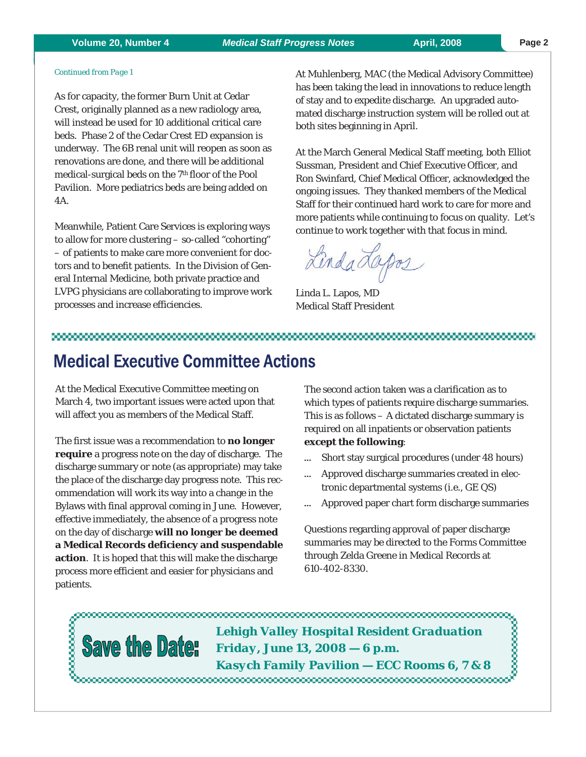*Continued from Page 1*

As for capacity, the former Burn Unit at Cedar Crest, originally planned as a new radiology area, will instead be used for 10 additional critical care beds. Phase 2 of the Cedar Crest ED expansion is underway. The 6B renal unit will reopen as soon as renovations are done, and there will be additional medical-surgical beds on the 7th floor of the Pool Pavilion. More pediatrics beds are being added on 4A.

Meanwhile, Patient Care Services is exploring ways to allow for more clustering – so-called "cohorting" – of patients to make care more convenient for doctors and to benefit patients. In the Division of General Internal Medicine, both private practice and LVPG physicians are collaborating to improve work processes and increase efficiencies.

At Muhlenberg, MAC (the Medical Advisory Committee) has been taking the lead in innovations to reduce length of stay and to expedite discharge. An upgraded automated discharge instruction system will be rolled out at both sites beginning in April.

At the March General Medical Staff meeting, both Elliot Sussman, President and Chief Executive Officer, and Ron Swinfard, Chief Medical Officer, acknowledged the ongoing issues. They thanked members of the Medical Staff for their continued hard work to care for more and more patients while continuing to focus on quality. Let's continue to work together with that focus in mind.

*Linda Lapos*

Linda L. Lapos, MD
Medical Staff President

## Medical Executive Committee Actions

At the Medical Executive Committee meeting on March 4, two important issues were acted upon that will affect you as members of the Medical Staff.

The first issue was a recommendation to **no longer require** a progress note on the day of discharge. The discharge summary or note (as appropriate) may take the place of the discharge day progress note. This recommendation will work its way into a change in the Bylaws with final approval coming in June. However, effective immediately, the absence of a progress note on the day of discharge **will no longer be deemed a Medical Records deficiency and suspendable action**. It is hoped that this will make the discharge process more efficient and easier for physicians and patients.

The second action taken was a clarification as to which types of patients require discharge summaries. This is as follows – A dictated discharge summary is required on all inpatients or observation patients **except the following**:

- Short stay surgical procedures (under 48 hours)
- Approved discharge summaries created in electronic departmental systems (i.e., GE QS)
- Approved paper chart form discharge summaries

Questions regarding approval of paper discharge summaries may be directed to the Forms Committee through Zelda Greene in Medical Records at 610-402-8330.

**Save the Date:**

***Lehigh Valley Hospital Resident Graduation***
***Friday, June 13, 2008 — 6 p.m.***
***Kasych Family Pavilion — ECC Rooms 6, 7 & 8***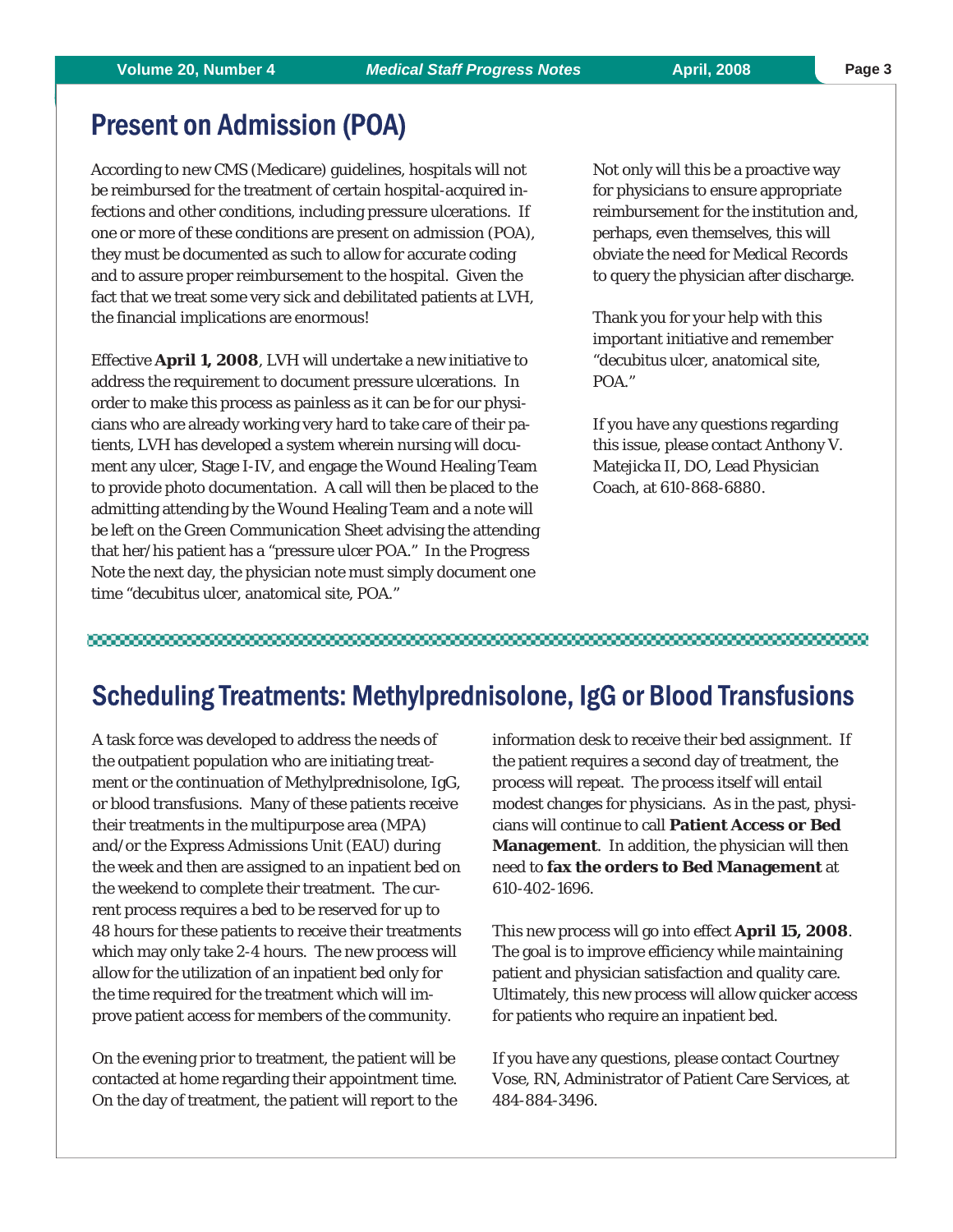## Present on Admission (POA)

According to new CMS (Medicare) guidelines, hospitals will not be reimbursed for the treatment of certain hospital-acquired infections and other conditions, including pressure ulcerations. If one or more of these conditions are present on admission (POA), they must be documented as such to allow for accurate coding and to assure proper reimbursement to the hospital. Given the fact that we treat some very sick and debilitated patients at LVH, the financial implications are enormous!

Effective **April 1, 2008**, LVH will undertake a new initiative to address the requirement to document pressure ulcerations. In order to make this process as painless as it can be for our physicians who are already working very hard to take care of their patients, LVH has developed a system wherein nursing will document any ulcer, Stage I-IV, and engage the Wound Healing Team to provide photo documentation. A call will then be placed to the admitting attending by the Wound Healing Team and a note will be left on the Green Communication Sheet advising the attending that her/his patient has a "pressure ulcer POA." In the Progress Note the next day, the physician note must simply document one time "decubitus ulcer, anatomical site, POA."

Not only will this be a proactive way for physicians to ensure appropriate reimbursement for the institution and, perhaps, even themselves, this will obviate the need for Medical Records to query the physician after discharge.

Thank you for your help with this important initiative and remember "decubitus ulcer, anatomical site, POA."

If you have any questions regarding this issue, please contact Anthony V. Matejicka II, DO, Lead Physician Coach, at 610-868-6880.

## Scheduling Treatments: Methylprednisolone, IgG or Blood Transfusions

A task force was developed to address the needs of the outpatient population who are initiating treatment or the continuation of Methylprednisolone, IgG, or blood transfusions. Many of these patients receive their treatments in the multipurpose area (MPA) and/or the Express Admissions Unit (EAU) during the week and then are assigned to an inpatient bed on the weekend to complete their treatment. The current process requires a bed to be reserved for up to 48 hours for these patients to receive their treatments which may only take 2-4 hours. The new process will allow for the utilization of an inpatient bed only for the time required for the treatment which will improve patient access for members of the community.

On the evening prior to treatment, the patient will be contacted at home regarding their appointment time. On the day of treatment, the patient will report to the information desk to receive their bed assignment. If the patient requires a second day of treatment, the process will repeat. The process itself will entail modest changes for physicians. As in the past, physicians will continue to call **Patient Access or Bed Management**. In addition, the physician will then need to **fax the orders to Bed Management** at 610-402-1696.

This new process will go into effect **April 15, 2008**. The goal is to improve efficiency while maintaining patient and physician satisfaction and quality care. Ultimately, this new process will allow quicker access for patients who require an inpatient bed.

If you have any questions, please contact Courtney Vose, RN, Administrator of Patient Care Services, at 484-884-3496.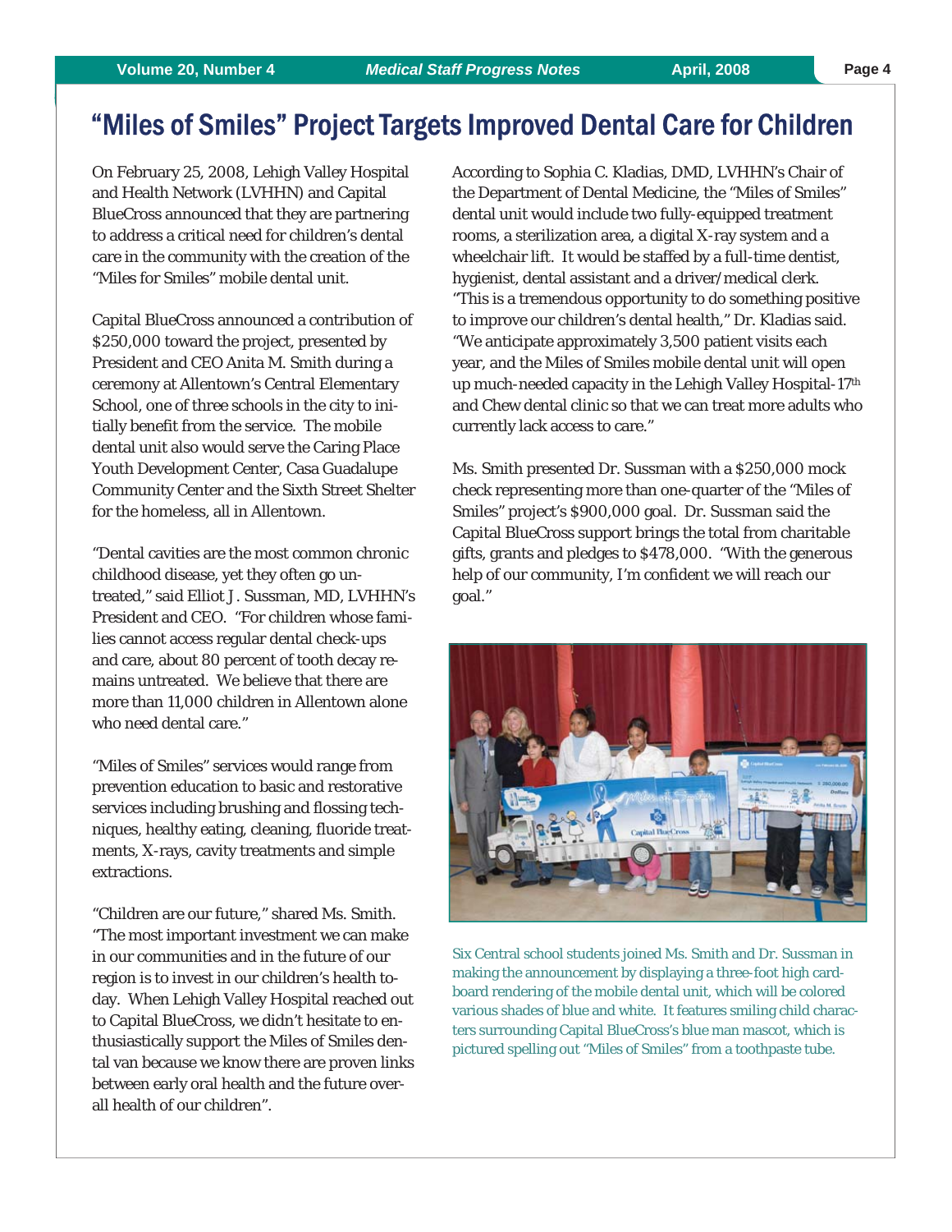# "Miles of Smiles" Project Targets Improved Dental Care for Children

On February 25, 2008, Lehigh Valley Hospital and Health Network (LVHHN) and Capital BlueCross announced that they are partnering to address a critical need for children's dental care in the community with the creation of the "Miles for Smiles" mobile dental unit.

Capital BlueCross announced a contribution of $250,000 toward the project, presented by President and CEO Anita M. Smith during a ceremony at Allentown's Central Elementary School, one of three schools in the city to initially benefit from the service. The mobile dental unit also would serve the Caring Place Youth Development Center, Casa Guadalupe Community Center and the Sixth Street Shelter for the homeless, all in Allentown.

"Dental cavities are the most common chronic childhood disease, yet they often go untreated," said Elliot J. Sussman, MD, LVHHN's President and CEO. "For children whose families cannot access regular dental check-ups and care, about 80 percent of tooth decay remains untreated. We believe that there are more than 11,000 children in Allentown alone who need dental care."

"Miles of Smiles" services would range from prevention education to basic and restorative services including brushing and flossing techniques, healthy eating, cleaning, fluoride treatments, X-rays, cavity treatments and simple extractions.

"Children are our future," shared Ms. Smith. "The most important investment we can make in our communities and in the future of our region is to invest in our children's health today. When Lehigh Valley Hospital reached out to Capital BlueCross, we didn't hesitate to enthusiastically support the Miles of Smiles dental van because we know there are proven links between early oral health and the future overall health of our children".

According to Sophia C. Kladias, DMD, LVHHN's Chair of the Department of Dental Medicine, the "Miles of Smiles" dental unit would include two fully-equipped treatment rooms, a sterilization area, a digital X-ray system and a wheelchair lift. It would be staffed by a full-time dentist, hygienist, dental assistant and a driver/medical clerk. "This is a tremendous opportunity to do something positive to improve our children's dental health," Dr. Kladias said. "We anticipate approximately 3,500 patient visits each year, and the Miles of Smiles mobile dental unit will open up much-needed capacity in the Lehigh Valley Hospital-17th and Chew dental clinic so that we can treat more adults who currently lack access to care."

Ms. Smith presented Dr. Sussman with a $250,000 mock check representing more than one-quarter of the "Miles of Smiles" project's $900,000 goal. Dr. Sussman said the Capital BlueCross support brings the total from charitable gifts, grants and pledges to $478,000. "With the generous help of our community, I'm confident we will reach our goal."

Six Central school students joined Ms. Smith and Dr. Sussman in making the announcement by displaying a three-foot high cardboard rendering of the mobile dental unit, which will be colored various shades of blue and white. It features smiling child characters surrounding Capital BlueCross's blue man mascot, which is pictured spelling out "Miles of Smiles" from a toothpaste tube.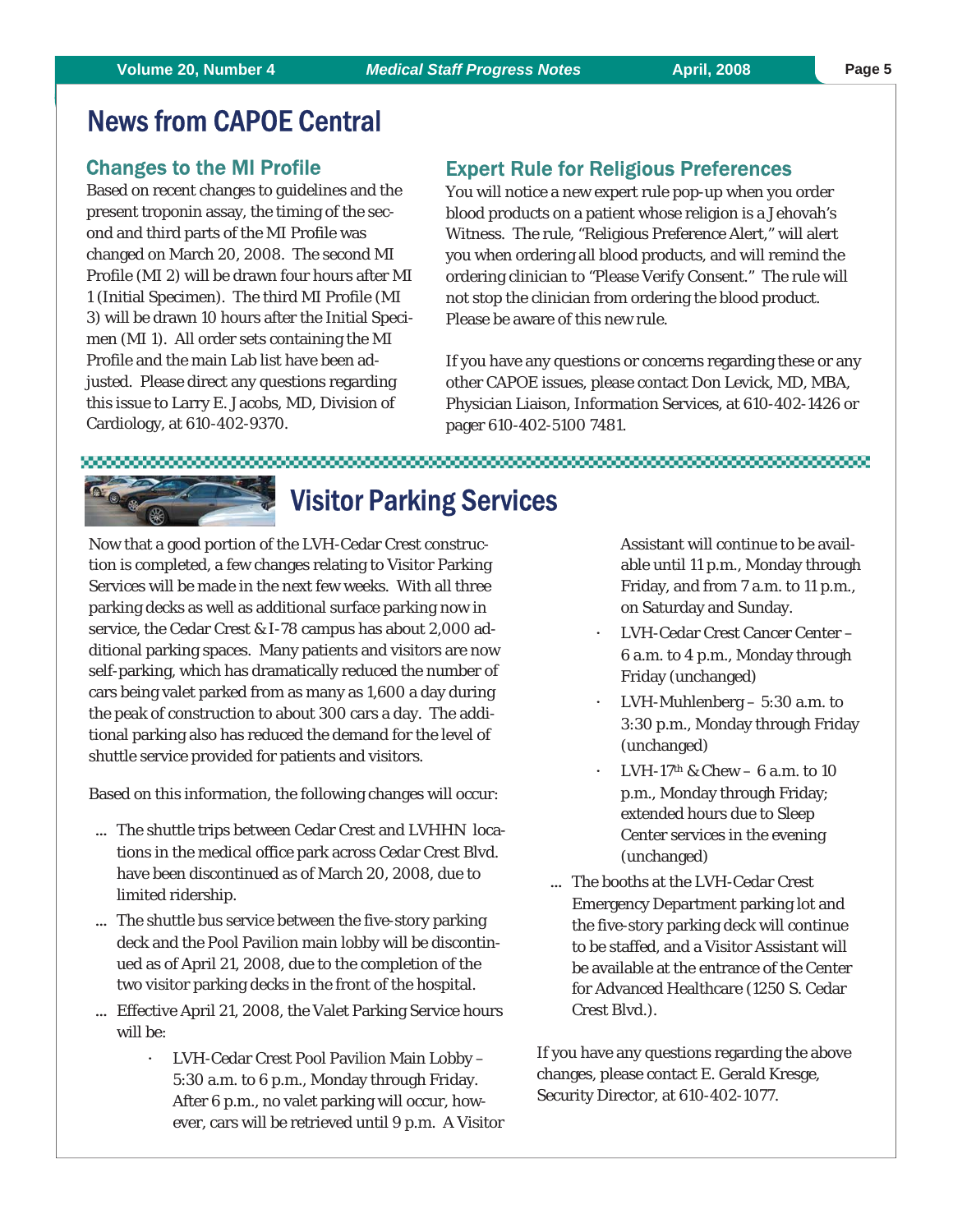# News from CAPOE Central

## Changes to the MI Profile

Based on recent changes to guidelines and the present troponin assay, the timing of the second and third parts of the MI Profile was changed on March 20, 2008. The second MI Profile (MI 2) will be drawn four hours after MI 1 (Initial Specimen). The third MI Profile (MI 3) will be drawn 10 hours after the Initial Specimen (MI 1). All order sets containing the MI Profile and the main Lab list have been adjusted. Please direct any questions regarding this issue to Larry E. Jacobs, MD, Division of Cardiology, at 610-402-9370.

## Expert Rule for Religious Preferences

You will notice a new expert rule pop-up when you order blood products on a patient whose religion is a Jehovah's Witness. The rule, "Religious Preference Alert," will alert you when ordering all blood products, and will remind the ordering clinician to "Please Verify Consent." The rule will not stop the clinician from ordering the blood product. Please be aware of this new rule.

If you have any questions or concerns regarding these or any other CAPOE issues, please contact Don Levick, MD, MBA, Physician Liaison, Information Services, at 610-402-1426 or pager 610-402-5100 7481.

# Visitor Parking Services

Now that a good portion of the LVH-Cedar Crest construction is completed, a few changes relating to Visitor Parking Services will be made in the next few weeks. With all three parking decks as well as additional surface parking now in service, the Cedar Crest & I-78 campus has about 2,000 additional parking spaces. Many patients and visitors are now self-parking, which has dramatically reduced the number of cars being valet parked from as many as 1,600 a day during the peak of construction to about 300 cars a day. The additional parking also has reduced the demand for the level of shuttle service provided for patients and visitors.

Based on this information, the following changes will occur:

- The shuttle trips between Cedar Crest and LVHHN locations in the medical office park across Cedar Crest Blvd. have been discontinued as of March 20, 2008, due to limited ridership.
- The shuttle bus service between the five-story parking deck and the Pool Pavilion main lobby will be discontinued as of April 21, 2008, due to the completion of the two visitor parking decks in the front of the hospital.
- Effective April 21, 2008, the Valet Parking Service hours will be:
  - LVH-Cedar Crest Pool Pavilion Main Lobby – 5:30 a.m. to 6 p.m., Monday through Friday. After 6 p.m., no valet parking will occur, however, cars will be retrieved until 9 p.m. A Visitor Assistant will continue to be available until 11 p.m., Monday through Friday, and from 7 a.m. to 11 p.m., on Saturday and Sunday.
  - LVH-Cedar Crest Cancer Center – 6 a.m. to 4 p.m., Monday through Friday (unchanged)
  - LVH-Muhlenberg – 5:30 a.m. to 3:30 p.m., Monday through Friday (unchanged)
  - LVH-17th & Chew – 6 a.m. to 10 p.m., Monday through Friday; extended hours due to Sleep Center services in the evening (unchanged)
- The booths at the LVH-Cedar Crest Emergency Department parking lot and the five-story parking deck will continue to be staffed, and a Visitor Assistant will be available at the entrance of the Center for Advanced Healthcare (1250 S. Cedar Crest Blvd.).

If you have any questions regarding the above changes, please contact E. Gerald Kresge, Security Director, at 610-402-1077.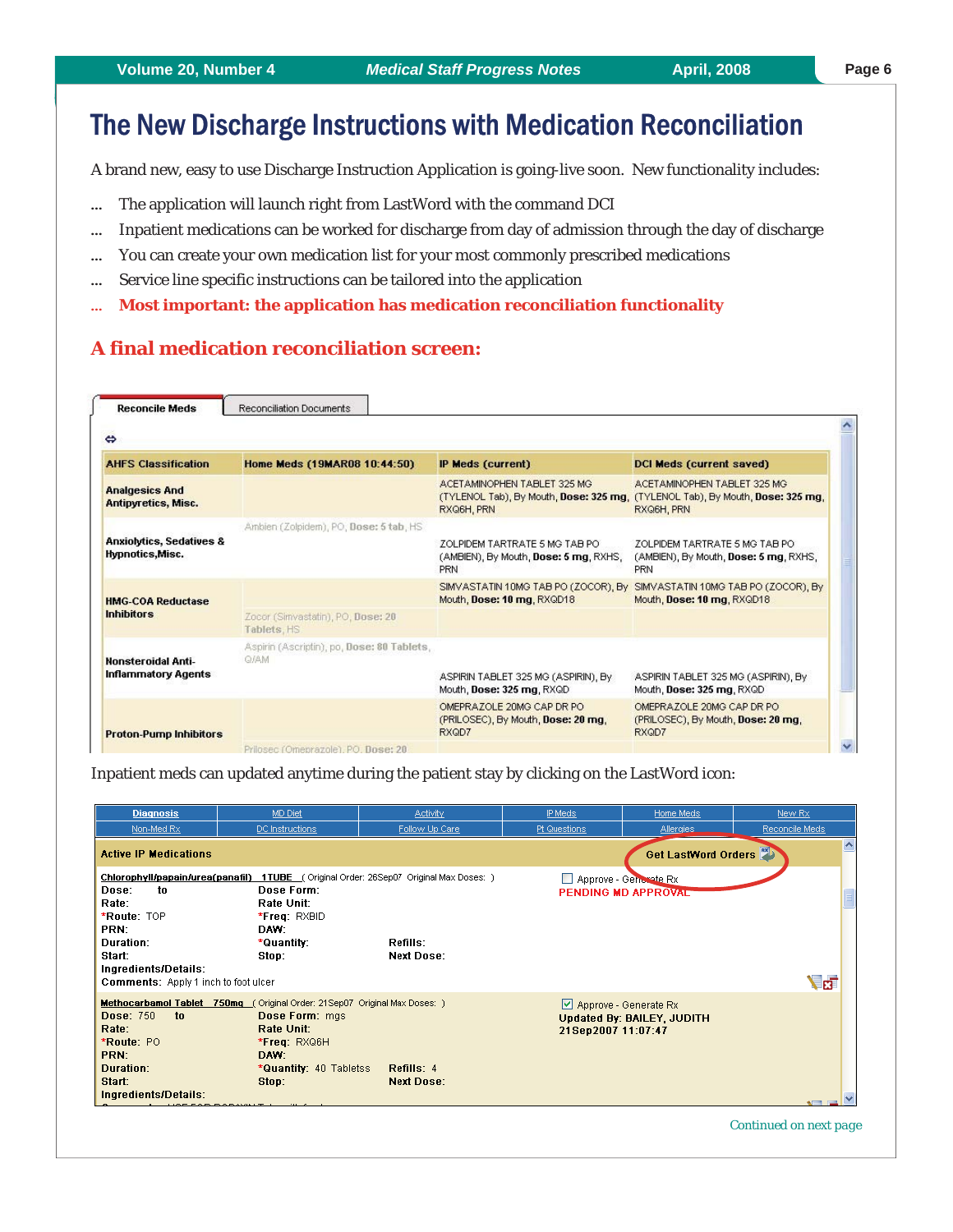# The New Discharge Instructions with Medication Reconciliation

A brand new, easy to use Discharge Instruction Application is going-live soon. New functionality includes:

- The application will launch right from LastWord with the command DCI
- Inpatient medications can be worked for discharge from day of admission through the day of discharge
- You can create your own medication list for your most commonly prescribed medications
- Service line specific instructions can be tailored into the application
- **Most important: the application has medication reconciliation functionality**

## A final medication reconciliation screen:

Reconcile Meds | Reconciliation Documents

| AHFS Classification | Home Meds (19MAR08 10:44:50) | IP Meds (current) | DCI Meds (current saved) |
|---|---|---|---|
| Analgesics And Antipyretics, Misc. | | ACETAMINOPHEN TABLET 325 MG (TYLENOL Tab), By Mouth, **Dose: 325 mg**, RXQ6H, PRN | ACETAMINOPHEN TABLET 325 MG (TYLENOL Tab), By Mouth, **Dose: 325 mg**, RXQ6H, PRN |
| Anxiolytics, Sedatives & Hypnotics,Misc. | Ambien (Zolpidem), PO, **Dose: 5 tab**, HS | | |
| | | ZOLPIDEM TARTRATE 5 MG TAB PO (AMBIEN), By Mouth, **Dose: 5 mg**, RXHS, PRN | ZOLPIDEM TARTRATE 5 MG TAB PO (AMBIEN), By Mouth, **Dose: 5 mg**, RXHS, PRN |
| HMG-COA Reductase Inhibitors | | SIMVASTATIN 10MG TAB PO (ZOCOR), By Mouth, **Dose: 10 mg**, RXQD18 | SIMVASTATIN 10MG TAB PO (ZOCOR), By Mouth, **Dose: 10 mg**, RXQD18 |
| | Zocor (Simvastatin), PO, **Dose: 20 Tablets**, HS | | |
| Nonsteroidal Anti-Inflammatory Agents | Aspirin (Ascriptin), po, **Dose: 80 Tablets**, Q/AM | | |
| | | ASPIRIN TABLET 325 MG (ASPIRIN), By Mouth, **Dose: 325 mg**, RXQD | ASPIRIN TABLET 325 MG (ASPIRIN), By Mouth, **Dose: 325 mg**, RXQD |
| Proton-Pump Inhibitors | | OMEPRAZOLE 20MG CAP DR PO (PRILOSEC), By Mouth, **Dose: 20 mg**, RXQD7 | OMEPRAZOLE 20MG CAP DR PO (PRILOSEC), By Mouth, **Dose: 20 mg**, RXQD7 |
| | Prilosec (Omeprazole), PO, **Dose: 20** | | |

Inpatient meds can updated anytime during the patient stay by clicking on the LastWord icon:

| Diagnosis | MD Diet | Activity | IP Meds | Home Meds | New Rx |
|---|---|---|---|---|---|
| Non-Med Rx | DC Instructions | Follow Up Care | Pt Questions | Allergies | Reconcile Meds |

**Active IP Medications** — **Get LastWord Orders**

**Chlorophyll/papain/urea(panafil) 1TUBE** ( Original Order: 26Sep07 Original Max Doses: )
Dose: to — Dose Form:
Rate: — Rate Unit:
*Route: TOP — *Freq: RXBID
PRN: — DAW:
Duration: — *Quantity: — Refills:
Start: — Stop: — Next Dose:
Ingredients/Details:
Comments: Apply 1 inch to foot ulcer

☐ Approve - Generate Rx
PENDING MD APPROVAL

**Methocarbamol Tablet 750mg** ( Original Order: 21Sep07 Original Max Doses: )
Dose: 750 to — Dose Form: mgs
Rate: — Rate Unit:
*Route: PO — *Freq: RXQ6H
PRN: — DAW:
Duration: — *Quantity: 40 Tabletss — Refills: 4
Start: — Stop: — Next Dose:
Ingredients/Details:

☑ Approve - Generate Rx
Updated By: BAILEY, JUDITH
21Sep2007 11:07:47

Continued on next page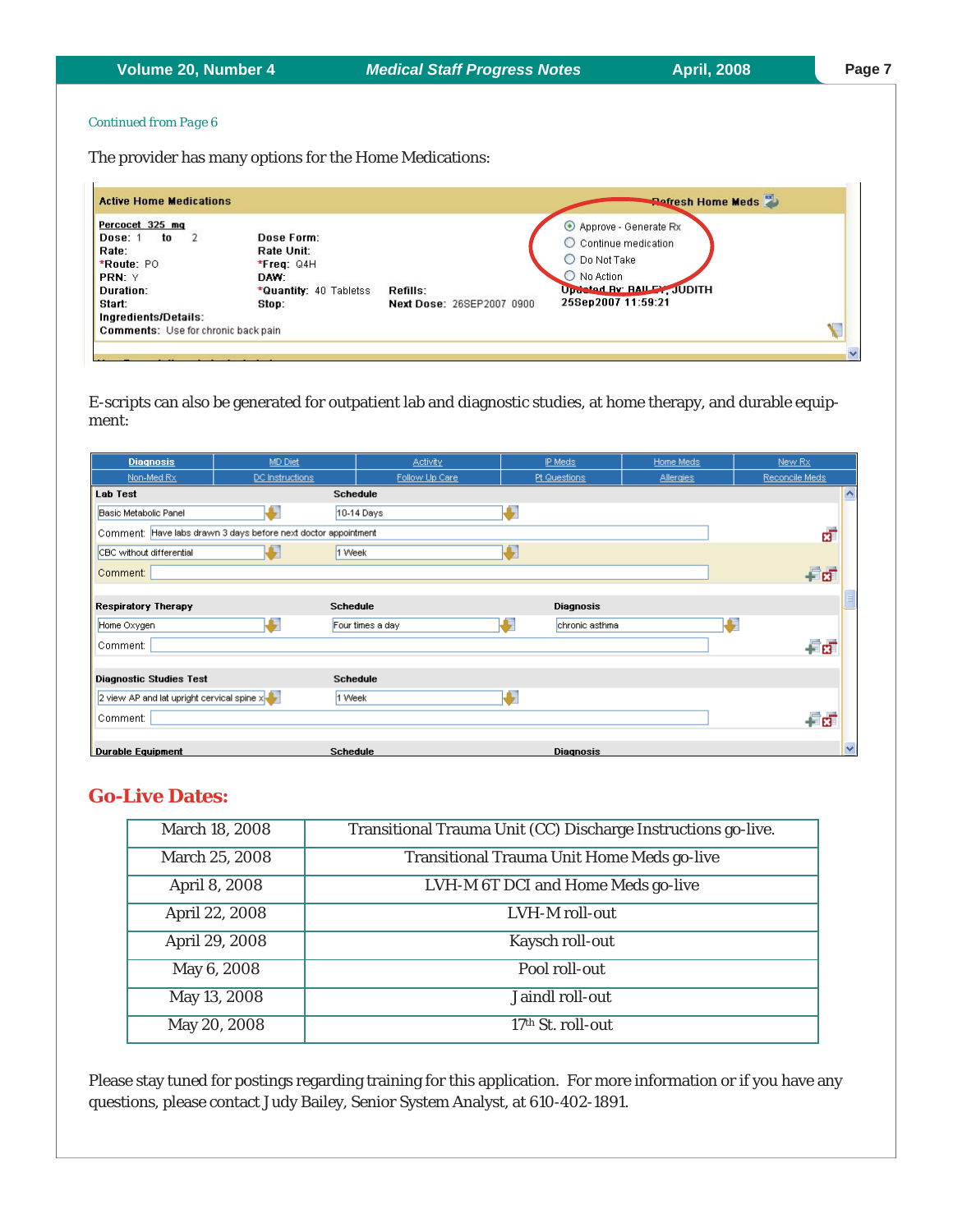*Continued from Page 6*

The provider has many options for the Home Medications:

E-scripts can also be generated for outpatient lab and diagnostic studies, at home therapy, and durable equipment:

## Go-Live Dates:

| March 18, 2008 | Transitional Trauma Unit (CC) Discharge Instructions go-live. |
|---|---|
| March 25, 2008 | Transitional Trauma Unit Home Meds go-live |
| April 8, 2008 | LVH-M 6T DCI and Home Meds go-live |
| April 22, 2008 | LVH-M roll-out |
| April 29, 2008 | Kaysch roll-out |
| May 6, 2008 | Pool roll-out |
| May 13, 2008 | Jaindl roll-out |
| May 20, 2008 | 17th St. roll-out |

Please stay tuned for postings regarding training for this application. For more information or if you have any questions, please contact Judy Bailey, Senior System Analyst, at 610-402-1891.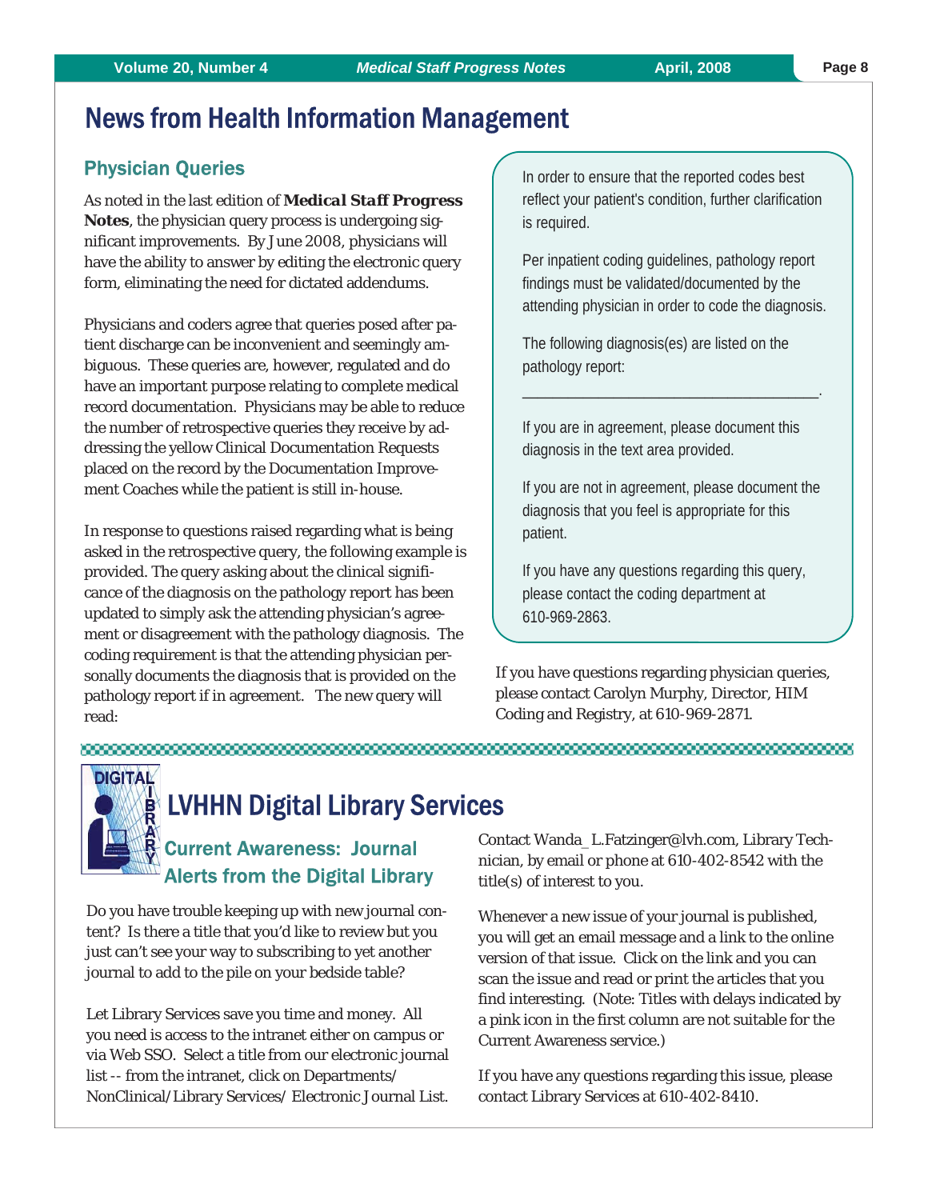# News from Health Information Management

## Physician Queries

As noted in the last edition of **Medical Staff Progress Notes**, the physician query process is undergoing significant improvements. By June 2008, physicians will have the ability to answer by editing the electronic query form, eliminating the need for dictated addendums.

Physicians and coders agree that queries posed after patient discharge can be inconvenient and seemingly ambiguous. These queries are, however, regulated and do have an important purpose relating to complete medical record documentation. Physicians may be able to reduce the number of retrospective queries they receive by addressing the yellow Clinical Documentation Requests placed on the record by the Documentation Improvement Coaches while the patient is still in-house.

In response to questions raised regarding what is being asked in the retrospective query, the following example is provided. The query asking about the clinical significance of the diagnosis on the pathology report has been updated to simply ask the attending physician's agreement or disagreement with the pathology diagnosis. The coding requirement is that the attending physician personally documents the diagnosis that is provided on the pathology report if in agreement. The new query will read:

> In order to ensure that the reported codes best reflect your patient's condition, further clarification is required.
>
> Per inpatient coding guidelines, pathology report findings must be validated/documented by the attending physician in order to code the diagnosis.
>
> The following diagnosis(es) are listed on the pathology report:
>
> ______________________________________.
>
> If you are in agreement, please document this diagnosis in the text area provided.
>
> If you are not in agreement, please document the diagnosis that you feel is appropriate for this patient.
>
> If you have any questions regarding this query, please contact the coding department at 610-969-2863.

If you have questions regarding physician queries, please contact Carolyn Murphy, Director, HIM Coding and Registry, at 610-969-2871.

# LVHHN Digital Library Services

## Current Awareness: Journal Alerts from the Digital Library

Do you have trouble keeping up with new journal content? Is there a title that you'd like to review but you just can't see your way to subscribing to yet another journal to add to the pile on your bedside table?

Let Library Services save you time and money. All you need is access to the intranet either on campus or via Web SSO. Select a title from our electronic journal list -- from the intranet, click on Departments/ NonClinical/Library Services/ Electronic Journal List.

Contact Wanda_L.Fatzinger@lvh.com, Library Technician, by email or phone at 610-402-8542 with the title(s) of interest to you.

Whenever a new issue of your journal is published, you will get an email message and a link to the online version of that issue. Click on the link and you can scan the issue and read or print the articles that you find interesting. (Note: Titles with delays indicated by a pink icon in the first column are not suitable for the Current Awareness service.)

If you have any questions regarding this issue, please contact Library Services at 610-402-8410.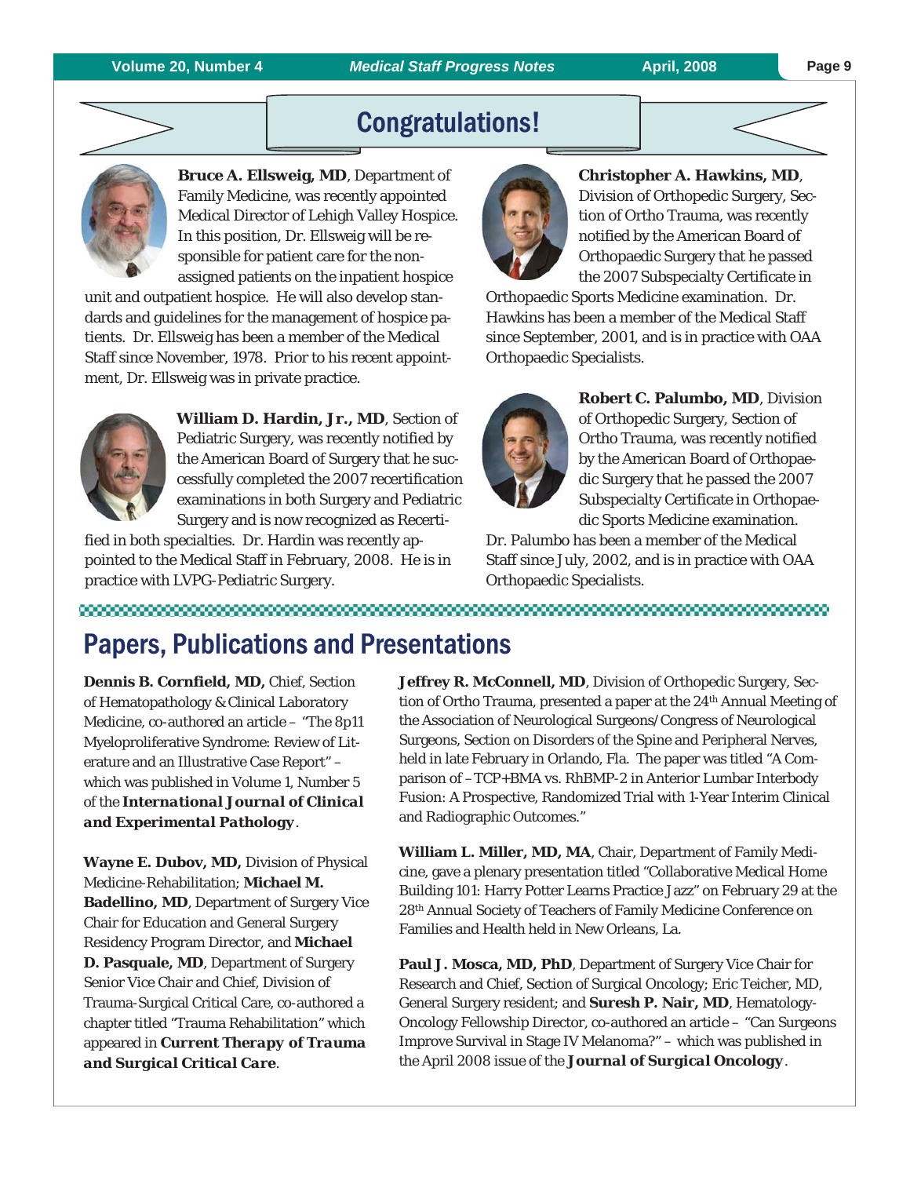# Congratulations!

**Bruce A. Ellsweig, MD**, Department of Family Medicine, was recently appointed Medical Director of Lehigh Valley Hospice. In this position, Dr. Ellsweig will be responsible for patient care for the non-assigned patients on the inpatient hospice unit and outpatient hospice. He will also develop standards and guidelines for the management of hospice patients. Dr. Ellsweig has been a member of the Medical Staff since November, 1978. Prior to his recent appointment, Dr. Ellsweig was in private practice.

**William D. Hardin, Jr., MD**, Section of Pediatric Surgery, was recently notified by the American Board of Surgery that he successfully completed the 2007 recertification examinations in both Surgery and Pediatric Surgery and is now recognized as Recertified in both specialties. Dr. Hardin was recently appointed to the Medical Staff in February, 2008. He is in practice with LVPG-Pediatric Surgery.

**Christopher A. Hawkins, MD**, Division of Orthopedic Surgery, Section of Ortho Trauma, was recently notified by the American Board of Orthopaedic Surgery that he passed the 2007 Subspecialty Certificate in Orthopaedic Sports Medicine examination. Dr. Hawkins has been a member of the Medical Staff since September, 2001, and is in practice with OAA Orthopaedic Specialists.

**Robert C. Palumbo, MD**, Division of Orthopedic Surgery, Section of Ortho Trauma, was recently notified by the American Board of Orthopaedic Surgery that he passed the 2007 Subspecialty Certificate in Orthopaedic Sports Medicine examination. Dr. Palumbo has been a member of the Medical Staff since July, 2002, and is in practice with OAA Orthopaedic Specialists.

# Papers, Publications and Presentations

**Dennis B. Cornfield, MD,** Chief, Section of Hematopathology & Clinical Laboratory Medicine, co-authored an article – "The 8p11 Myeloproliferative Syndrome: Review of Literature and an Illustrative Case Report" – which was published in Volume 1, Number 5 of the ***International Journal of Clinical and Experimental Pathology***.

**Wayne E. Dubov, MD,** Division of Physical Medicine-Rehabilitation; **Michael M. Badellino, MD**, Department of Surgery Vice Chair for Education and General Surgery Residency Program Director, and **Michael D. Pasquale, MD**, Department of Surgery Senior Vice Chair and Chief, Division of Trauma-Surgical Critical Care, co-authored a chapter titled "Trauma Rehabilitation" which appeared in ***Current Therapy of Trauma and Surgical Critical Care***.

**Jeffrey R. McConnell, MD**, Division of Orthopedic Surgery, Section of Ortho Trauma, presented a paper at the 24th Annual Meeting of the Association of Neurological Surgeons/Congress of Neurological Surgeons, Section on Disorders of the Spine and Peripheral Nerves, held in late February in Orlando, Fla. The paper was titled "A Comparison of –TCP+BMA vs. RhBMP-2 in Anterior Lumbar Interbody Fusion: A Prospective, Randomized Trial with 1-Year Interim Clinical and Radiographic Outcomes."

**William L. Miller, MD, MA**, Chair, Department of Family Medicine, gave a plenary presentation titled "Collaborative Medical Home Building 101: Harry Potter Learns Practice Jazz" on February 29 at the 28th Annual Society of Teachers of Family Medicine Conference on Families and Health held in New Orleans, La.

**Paul J. Mosca, MD, PhD**, Department of Surgery Vice Chair for Research and Chief, Section of Surgical Oncology; Eric Teicher, MD, General Surgery resident; and **Suresh P. Nair, MD**, Hematology-Oncology Fellowship Director, co-authored an article – "Can Surgeons Improve Survival in Stage IV Melanoma?" – which was published in the April 2008 issue of the ***Journal of Surgical Oncology***.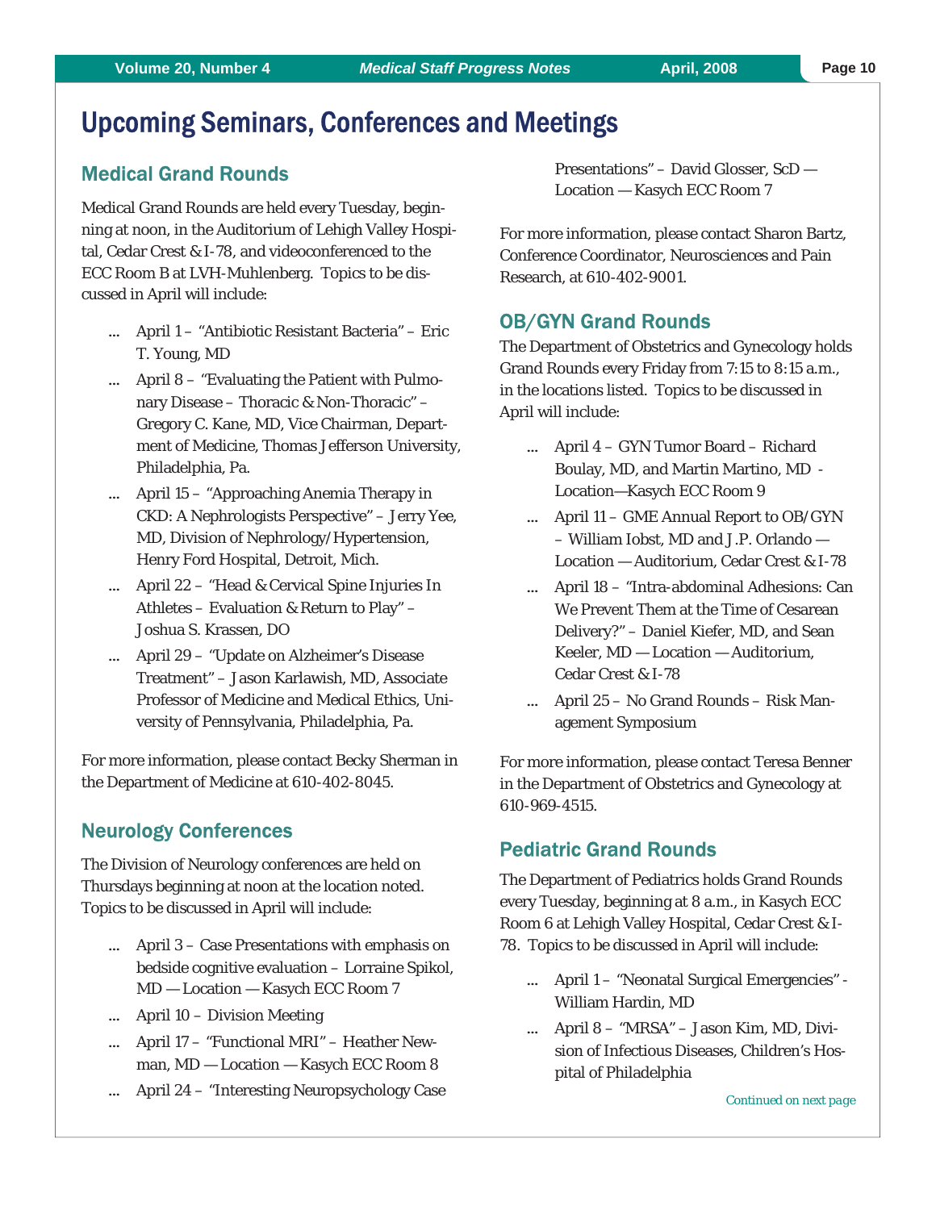# Upcoming Seminars, Conferences and Meetings

## Medical Grand Rounds

Medical Grand Rounds are held every Tuesday, beginning at noon, in the Auditorium of Lehigh Valley Hospital, Cedar Crest & I-78, and videoconferenced to the ECC Room B at LVH-Muhlenberg. Topics to be discussed in April will include:

- April 1 – "Antibiotic Resistant Bacteria" – Eric T. Young, MD
- April 8 – "Evaluating the Patient with Pulmonary Disease – Thoracic & Non-Thoracic" – Gregory C. Kane, MD, Vice Chairman, Department of Medicine, Thomas Jefferson University, Philadelphia, Pa.
- April 15 – "Approaching Anemia Therapy in CKD: A Nephrologists Perspective" – Jerry Yee, MD, Division of Nephrology/Hypertension, Henry Ford Hospital, Detroit, Mich.
- April 22 – "Head & Cervical Spine Injuries In Athletes – Evaluation & Return to Play" – Joshua S. Krassen, DO
- April 29 – "Update on Alzheimer's Disease Treatment" – Jason Karlawish, MD, Associate Professor of Medicine and Medical Ethics, University of Pennsylvania, Philadelphia, Pa.

For more information, please contact Becky Sherman in the Department of Medicine at 610-402-8045.

## Neurology Conferences

The Division of Neurology conferences are held on Thursdays beginning at noon at the location noted. Topics to be discussed in April will include:

- April 3 – Case Presentations with emphasis on bedside cognitive evaluation – Lorraine Spikol, MD — Location — Kasych ECC Room 7
- April 10 – Division Meeting
- April 17 – "Functional MRI" – Heather Newman, MD — Location — Kasych ECC Room 8
- April 24 – "Interesting Neuropsychology Case Presentations" – David Glosser, ScD — Location — Kasych ECC Room 7

For more information, please contact Sharon Bartz, Conference Coordinator, Neurosciences and Pain Research, at 610-402-9001.

## OB/GYN Grand Rounds

The Department of Obstetrics and Gynecology holds Grand Rounds every Friday from 7:15 to 8:15 a.m., in the locations listed. Topics to be discussed in April will include:

- April 4 – GYN Tumor Board – Richard Boulay, MD, and Martin Martino, MD - Location—Kasych ECC Room 9
- April 11 – GME Annual Report to OB/GYN – William Iobst, MD and J.P. Orlando — Location — Auditorium, Cedar Crest & I-78
- April 18 – "Intra-abdominal Adhesions: Can We Prevent Them at the Time of Cesarean Delivery?" – Daniel Kiefer, MD, and Sean Keeler, MD — Location — Auditorium, Cedar Crest & I-78
- April 25 – No Grand Rounds – Risk Management Symposium

For more information, please contact Teresa Benner in the Department of Obstetrics and Gynecology at 610-969-4515.

## Pediatric Grand Rounds

The Department of Pediatrics holds Grand Rounds every Tuesday, beginning at 8 a.m., in Kasych ECC Room 6 at Lehigh Valley Hospital, Cedar Crest & I-78. Topics to be discussed in April will include:

- April 1 – "Neonatal Surgical Emergencies" - William Hardin, MD
- April 8 – "MRSA" – Jason Kim, MD, Division of Infectious Diseases, Children's Hospital of Philadelphia

*Continued on next page*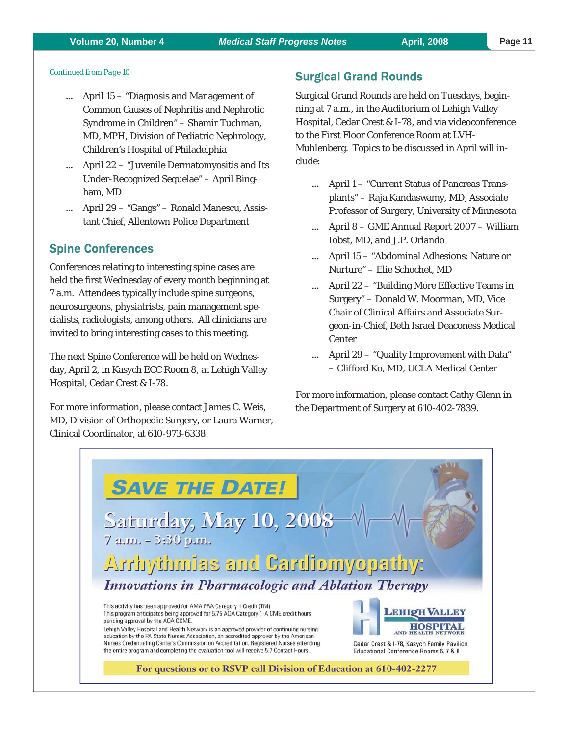*Continued from Page 10*

- April 15 – "Diagnosis and Management of Common Causes of Nephritis and Nephrotic Syndrome in Children" – Shamir Tuchman, MD, MPH, Division of Pediatric Nephrology, Children's Hospital of Philadelphia
- April 22 – "Juvenile Dermatomyositis and Its Under-Recognized Sequelae" – April Bingham, MD
- April 29 – "Gangs" – Ronald Manescu, Assistant Chief, Allentown Police Department

## Spine Conferences

Conferences relating to interesting spine cases are held the first Wednesday of every month beginning at 7 a.m. Attendees typically include spine surgeons, neurosurgeons, physiatrists, pain management specialists, radiologists, among others. All clinicians are invited to bring interesting cases to this meeting.

The next Spine Conference will be held on Wednesday, April 2, in Kasych ECC Room 8, at Lehigh Valley Hospital, Cedar Crest & I-78.

For more information, please contact James C. Weis, MD, Division of Orthopedic Surgery, or Laura Warner, Clinical Coordinator, at 610-973-6338.

## Surgical Grand Rounds

Surgical Grand Rounds are held on Tuesdays, beginning at 7 a.m., in the Auditorium of Lehigh Valley Hospital, Cedar Crest & I-78, and via videoconference to the First Floor Conference Room at LVH-Muhlenberg. Topics to be discussed in April will include:

- April 1 – "Current Status of Pancreas Transplants" – Raja Kandaswamy, MD, Associate Professor of Surgery, University of Minnesota
- April 8 – GME Annual Report 2007 – William Iobst, MD, and J.P. Orlando
- April 15 – "Abdominal Adhesions: Nature or Nurture" – Elie Schochet, MD
- April 22 – "Building More Effective Teams in Surgery" – Donald W. Moorman, MD, Vice Chair of Clinical Affairs and Associate Surgeon-in-Chief, Beth Israel Deaconess Medical Center
- April 29 – "Quality Improvement with Data" – Clifford Ko, MD, UCLA Medical Center

For more information, please contact Cathy Glenn in the Department of Surgery at 610-402-7839.

**SAVE THE DATE!**

**Saturday, May 10, 2008**
7 a.m. – 3:30 p.m.

## Arrhythmias and Cardiomyopathy:

*Innovations in Pharmacologic and Ablation Therapy*

This activity has been approved for AMA PRA Category 1 Credit (TM).
This program anticipates being approved for 5.75 AOA Category 1-A CME credit hours pending approval by the AOA CCME.
Lehigh Valley Hospital and Health Network is an approved provider of continuing nursing education by the PA State Nurses Association, an accredited approver by the American Nurses Credentialing Center's Commission on Accreditation. Registered Nurses attending the entire program and completing the evaluation tool will receive 5.7 Contact Hours.

Lehigh Valley Hospital and Health Network
Cedar Crest & I-78, Kasych Family Pavilion
Educational Conference Rooms 6, 7 & 8

**For questions or to RSVP call Division of Education at 610-402-2277**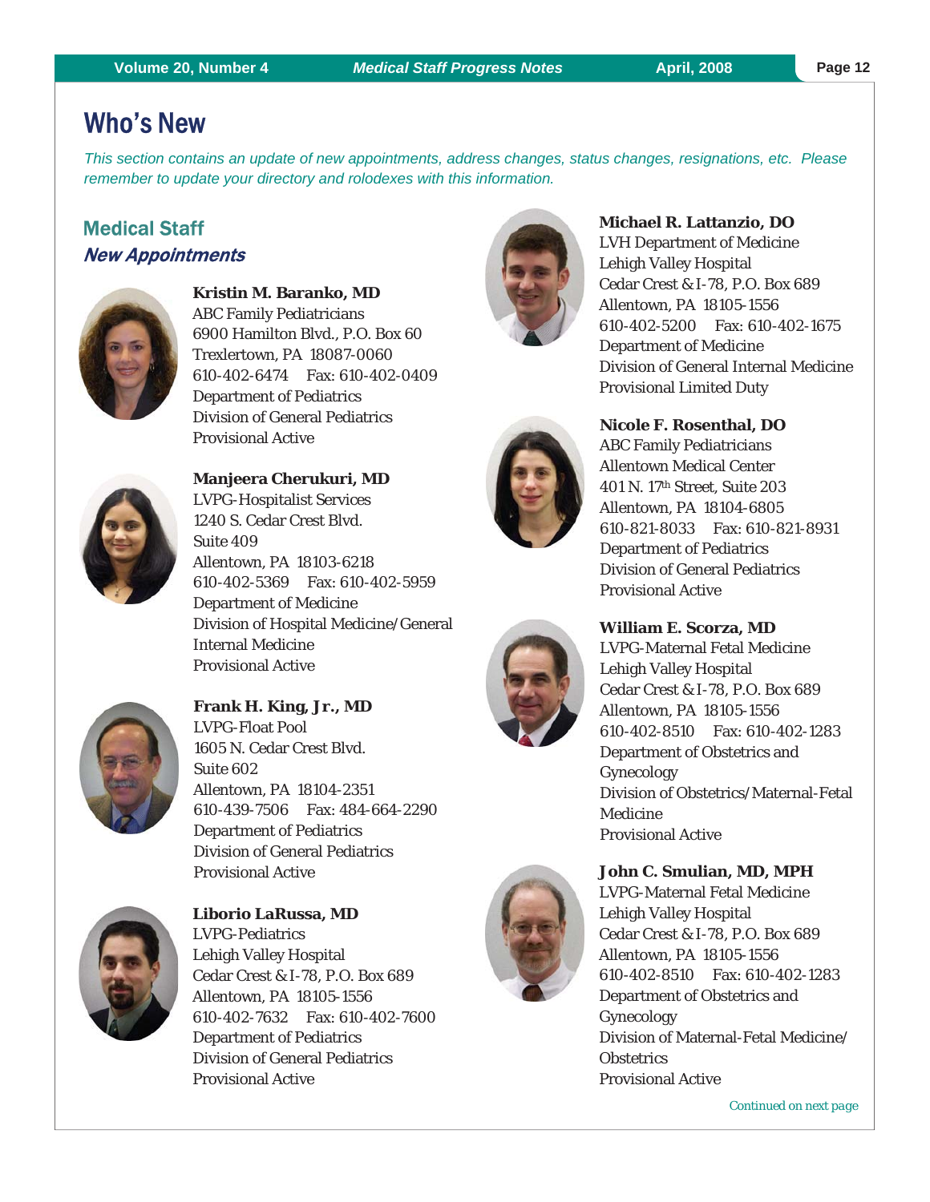# Who's New

*This section contains an update of new appointments, address changes, status changes, resignations, etc. Please remember to update your directory and rolodexes with this information.*

## Medical Staff

### *New Appointments*

**Kristin M. Baranko, MD**
ABC Family Pediatricians
6900 Hamilton Blvd., P.O. Box 60
Trexlertown, PA 18087-0060
610-402-6474 Fax: 610-402-0409
Department of Pediatrics
Division of General Pediatrics
Provisional Active

**Manjeera Cherukuri, MD**
LVPG-Hospitalist Services
1240 S. Cedar Crest Blvd.
Suite 409
Allentown, PA 18103-6218
610-402-5369 Fax: 610-402-5959
Department of Medicine
Division of Hospital Medicine/General Internal Medicine
Provisional Active

**Frank H. King, Jr., MD**
LVPG-Float Pool
1605 N. Cedar Crest Blvd.
Suite 602
Allentown, PA 18104-2351
610-439-7506 Fax: 484-664-2290
Department of Pediatrics
Division of General Pediatrics
Provisional Active

**Liborio LaRussa, MD**
LVPG-Pediatrics
Lehigh Valley Hospital
Cedar Crest & I-78, P.O. Box 689
Allentown, PA 18105-1556
610-402-7632 Fax: 610-402-7600
Department of Pediatrics
Division of General Pediatrics
Provisional Active

**Michael R. Lattanzio, DO**
LVH Department of Medicine
Lehigh Valley Hospital
Cedar Crest & I-78, P.O. Box 689
Allentown, PA 18105-1556
610-402-5200 Fax: 610-402-1675
Department of Medicine
Division of General Internal Medicine
Provisional Limited Duty

**Nicole F. Rosenthal, DO**
ABC Family Pediatricians
Allentown Medical Center
401 N. 17th Street, Suite 203
Allentown, PA 18104-6805
610-821-8033 Fax: 610-821-8931
Department of Pediatrics
Division of General Pediatrics
Provisional Active

**William E. Scorza, MD**
LVPG-Maternal Fetal Medicine
Lehigh Valley Hospital
Cedar Crest & I-78, P.O. Box 689
Allentown, PA 18105-1556
610-402-8510 Fax: 610-402-1283
Department of Obstetrics and Gynecology
Division of Obstetrics/Maternal-Fetal Medicine
Provisional Active

**John C. Smulian, MD, MPH**
LVPG-Maternal Fetal Medicine
Lehigh Valley Hospital
Cedar Crest & I-78, P.O. Box 689
Allentown, PA 18105-1556
610-402-8510 Fax: 610-402-1283
Department of Obstetrics and Gynecology
Division of Maternal-Fetal Medicine/Obstetrics
Provisional Active

*Continued on next page*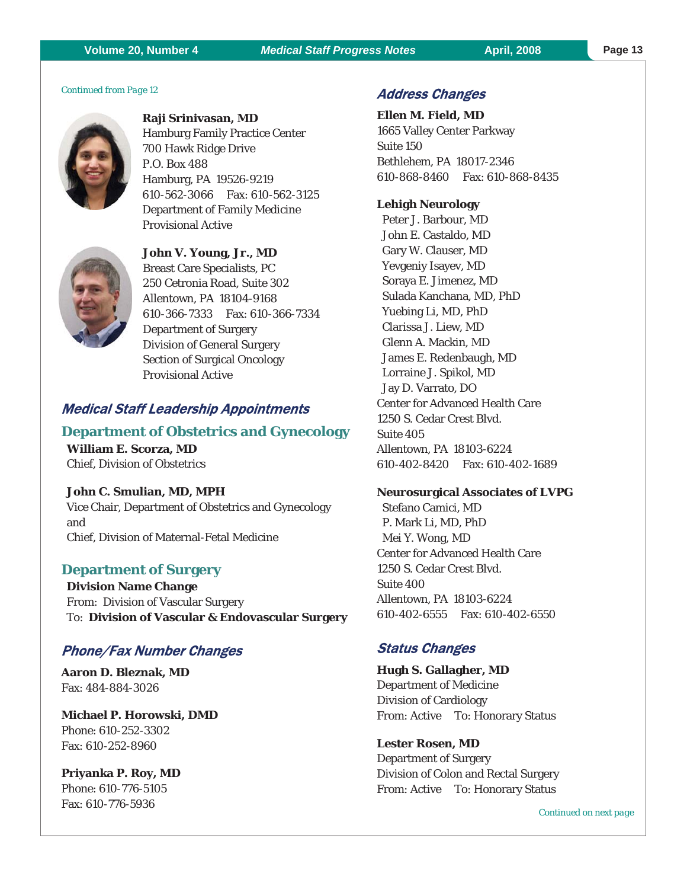*Continued from Page 12*

**Raji Srinivasan, MD**
Hamburg Family Practice Center
700 Hawk Ridge Drive
P.O. Box 488
Hamburg, PA 19526-9219
610-562-3066 Fax: 610-562-3125
Department of Family Medicine
Provisional Active

**John V. Young, Jr., MD**
Breast Care Specialists, PC
250 Cetronia Road, Suite 302
Allentown, PA 18104-9168
610-366-7333 Fax: 610-366-7334
Department of Surgery
Division of General Surgery
Section of Surgical Oncology
Provisional Active

## Medical Staff Leadership Appointments

### Department of Obstetrics and Gynecology

**William E. Scorza, MD**
Chief, Division of Obstetrics

**John C. Smulian, MD, MPH**
Vice Chair, Department of Obstetrics and Gynecology
and
Chief, Division of Maternal-Fetal Medicine

### Department of Surgery

**Division Name Change**
From: Division of Vascular Surgery
To: **Division of Vascular & Endovascular Surgery**

## Phone/Fax Number Changes

**Aaron D. Bleznak, MD**
Fax: 484-884-3026

**Michael P. Horowski, DMD**
Phone: 610-252-3302
Fax: 610-252-8960

**Priyanka P. Roy, MD**
Phone: 610-776-5105
Fax: 610-776-5936

## Address Changes

**Ellen M. Field, MD**
1665 Valley Center Parkway
Suite 150
Bethlehem, PA 18017-2346
610-868-8460 Fax: 610-868-8435

**Lehigh Neurology**
Peter J. Barbour, MD
John E. Castaldo, MD
Gary W. Clauser, MD
Yevgeniy Isayev, MD
Soraya E. Jimenez, MD
Sulada Kanchana, MD, PhD
Yuebing Li, MD, PhD
Clarissa J. Liew, MD
Glenn A. Mackin, MD
James E. Redenbaugh, MD
Lorraine J. Spikol, MD
Jay D. Varrato, DO
Center for Advanced Health Care
1250 S. Cedar Crest Blvd.
Suite 405
Allentown, PA 18103-6224
610-402-8420 Fax: 610-402-1689

**Neurosurgical Associates of LVPG**
Stefano Camici, MD
P. Mark Li, MD, PhD
Mei Y. Wong, MD
Center for Advanced Health Care
1250 S. Cedar Crest Blvd.
Suite 400
Allentown, PA 18103-6224
610-402-6555 Fax: 610-402-6550

## Status Changes

**Hugh S. Gallagher, MD**
Department of Medicine
Division of Cardiology
From: Active To: Honorary Status

**Lester Rosen, MD**
Department of Surgery
Division of Colon and Rectal Surgery
From: Active To: Honorary Status

*Continued on next page*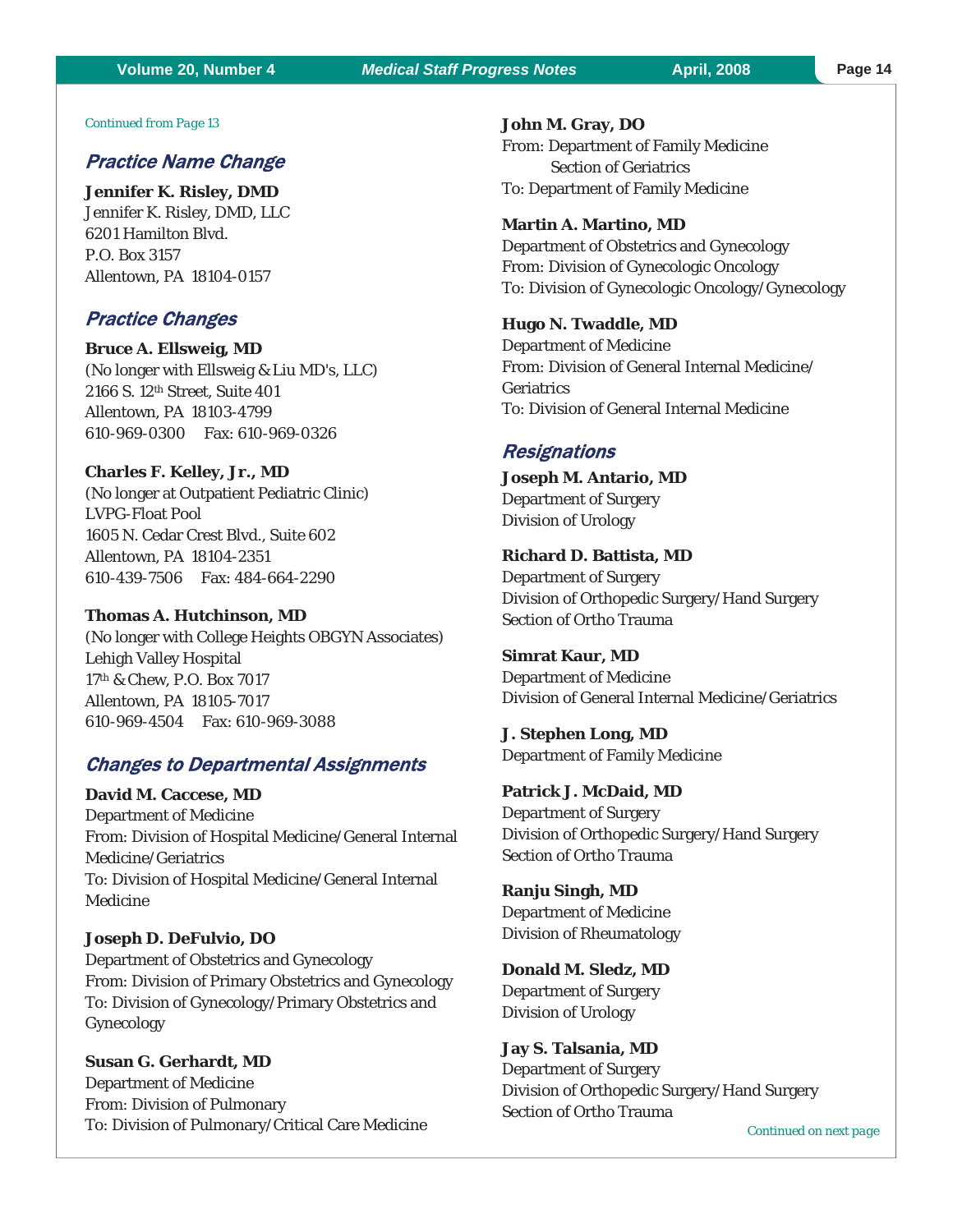Continued from Page 13

## Practice Name Change

**Jennifer K. Risley, DMD**
Jennifer K. Risley, DMD, LLC
6201 Hamilton Blvd.
P.O. Box 3157
Allentown, PA 18104-0157

## Practice Changes

**Bruce A. Ellsweig, MD**
(No longer with Ellsweig & Liu MD's, LLC)
2166 S. 12th Street, Suite 401
Allentown, PA 18103-4799
610-969-0300 Fax: 610-969-0326

**Charles F. Kelley, Jr., MD**
(No longer at Outpatient Pediatric Clinic)
LVPG-Float Pool
1605 N. Cedar Crest Blvd., Suite 602
Allentown, PA 18104-2351
610-439-7506 Fax: 484-664-2290

**Thomas A. Hutchinson, MD**
(No longer with College Heights OBGYN Associates)
Lehigh Valley Hospital
17th & Chew, P.O. Box 7017
Allentown, PA 18105-7017
610-969-4504 Fax: 610-969-3088

## Changes to Departmental Assignments

**David M. Caccese, MD**
Department of Medicine
From: Division of Hospital Medicine/General Internal Medicine/Geriatrics
To: Division of Hospital Medicine/General Internal Medicine

**Joseph D. DeFulvio, DO**
Department of Obstetrics and Gynecology
From: Division of Primary Obstetrics and Gynecology
To: Division of Gynecology/Primary Obstetrics and Gynecology

**Susan G. Gerhardt, MD**
Department of Medicine
From: Division of Pulmonary
To: Division of Pulmonary/Critical Care Medicine

**John M. Gray, DO**
From: Department of Family Medicine
Section of Geriatrics
To: Department of Family Medicine

**Martin A. Martino, MD**
Department of Obstetrics and Gynecology
From: Division of Gynecologic Oncology
To: Division of Gynecologic Oncology/Gynecology

**Hugo N. Twaddle, MD**
Department of Medicine
From: Division of General Internal Medicine/Geriatrics
To: Division of General Internal Medicine

## Resignations

**Joseph M. Antario, MD**
Department of Surgery
Division of Urology

**Richard D. Battista, MD**
Department of Surgery
Division of Orthopedic Surgery/Hand Surgery
Section of Ortho Trauma

**Simrat Kaur, MD**
Department of Medicine
Division of General Internal Medicine/Geriatrics

**J. Stephen Long, MD**
Department of Family Medicine

**Patrick J. McDaid, MD**
Department of Surgery
Division of Orthopedic Surgery/Hand Surgery
Section of Ortho Trauma

**Ranju Singh, MD**
Department of Medicine
Division of Rheumatology

**Donald M. Sledz, MD**
Department of Surgery
Division of Urology

**Jay S. Talsania, MD**
Department of Surgery
Division of Orthopedic Surgery/Hand Surgery
Section of Ortho Trauma

Continued on next page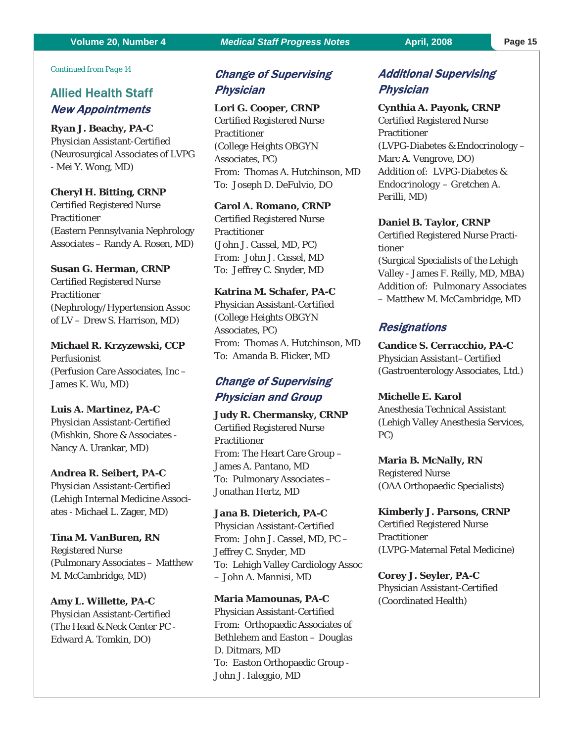*Continued from Page 14*

## Allied Health Staff

### *New Appointments*

**Ryan J. Beachy, PA-C**
Physician Assistant-Certified
(Neurosurgical Associates of LVPG - Mei Y. Wong, MD)

**Cheryl H. Bitting, CRNP**
Certified Registered Nurse Practitioner
(Eastern Pennsylvania Nephrology Associates – Randy A. Rosen, MD)

**Susan G. Herman, CRNP**
Certified Registered Nurse Practitioner
(Nephrology/Hypertension Assoc of LV – Drew S. Harrison, MD)

**Michael R. Krzyzewski, CCP**
Perfusionist
(Perfusion Care Associates, Inc – James K. Wu, MD)

**Luis A. Martinez, PA-C**
Physician Assistant-Certified
(Mishkin, Shore & Associates - Nancy A. Urankar, MD)

**Andrea R. Seibert, PA-C**
Physician Assistant-Certified
(Lehigh Internal Medicine Associates - Michael L. Zager, MD)

**Tina M. VanBuren, RN**
Registered Nurse
(Pulmonary Associates – Matthew M. McCambridge, MD)

**Amy L. Willette, PA-C**
Physician Assistant-Certified
(The Head & Neck Center PC - Edward A. Tomkin, DO)

### *Change of Supervising Physician*

**Lori G. Cooper, CRNP**
Certified Registered Nurse Practitioner
(College Heights OBGYN Associates, PC)
From: Thomas A. Hutchinson, MD
To: Joseph D. DeFulvio, DO

**Carol A. Romano, CRNP**
Certified Registered Nurse Practitioner
(John J. Cassel, MD, PC)
From: John J. Cassel, MD
To: Jeffrey C. Snyder, MD

**Katrina M. Schafer, PA-C**
Physician Assistant-Certified
(College Heights OBGYN Associates, PC)
From: Thomas A. Hutchinson, MD
To: Amanda B. Flicker, MD

### *Change of Supervising Physician and Group*

**Judy R. Chermansky, CRNP**
Certified Registered Nurse Practitioner
From: The Heart Care Group – James A. Pantano, MD
To: Pulmonary Associates – Jonathan Hertz, MD

**Jana B. Dieterich, PA-C**
Physician Assistant-Certified
From: John J. Cassel, MD, PC – Jeffrey C. Snyder, MD
To: Lehigh Valley Cardiology Assoc – John A. Mannisi, MD

**Maria Mamounas, PA-C**
Physician Assistant-Certified
From: Orthopaedic Associates of Bethlehem and Easton – Douglas D. Ditmars, MD
To: Easton Orthopaedic Group - John J. Ialeggio, MD

### *Additional Supervising Physician*

**Cynthia A. Payonk, CRNP**
Certified Registered Nurse Practitioner
(LVPG-Diabetes & Endocrinology – Marc A. Vengrove, DO)
Addition of: LVPG-Diabetes & Endocrinology – Gretchen A. Perilli, MD)

**Daniel B. Taylor, CRNP**
Certified Registered Nurse Practitioner
(Surgical Specialists of the Lehigh Valley - James F. Reilly, MD, MBA)
Addition of: *Pulmonary Associates – Matthew M. McCambridge, MD*

### *Resignations*

**Candice S. Cerracchio, PA-C**
Physician Assistant–Certified
(Gastroenterology Associates, Ltd.)

**Michelle E. Karol**
Anesthesia Technical Assistant
(Lehigh Valley Anesthesia Services, PC)

**Maria B. McNally, RN**
Registered Nurse
(OAA Orthopaedic Specialists)

**Kimberly J. Parsons, CRNP**
Certified Registered Nurse Practitioner
(LVPG-Maternal Fetal Medicine)

**Corey J. Seyler, PA-C**
Physician Assistant-Certified
(Coordinated Health)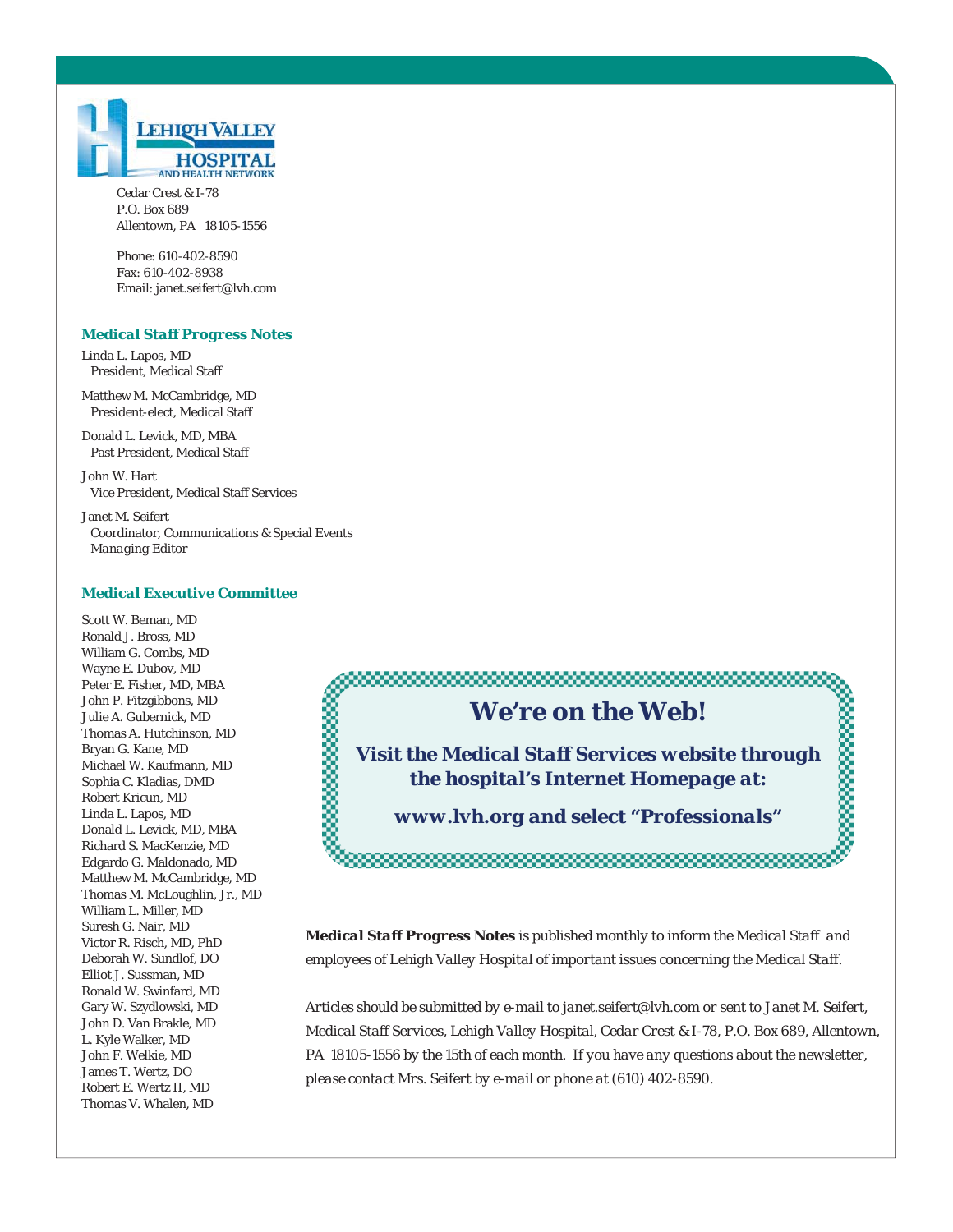LEHIGH VALLEY HOSPITAL AND HEALTH NETWORK

Cedar Crest & I-78
P.O. Box 689
Allentown, PA 18105-1556

Phone: 610-402-8590
Fax: 610-402-8938
Email: janet.seifert@lvh.com

### Medical Staff Progress Notes

Linda L. Lapos, MD
President, Medical Staff

Matthew M. McCambridge, MD
President-elect, Medical Staff

Donald L. Levick, MD, MBA
Past President, Medical Staff

John W. Hart
Vice President, Medical Staff Services

Janet M. Seifert
Coordinator, Communications & Special Events
*Managing Editor*

### Medical Executive Committee

Scott W. Beman, MD
Ronald J. Bross, MD
William G. Combs, MD
Wayne E. Dubov, MD
Peter E. Fisher, MD, MBA
John P. Fitzgibbons, MD
Julie A. Gubernick, MD
Thomas A. Hutchinson, MD
Bryan G. Kane, MD
Michael W. Kaufmann, MD
Sophia C. Kladias, DMD
Robert Kricun, MD
Linda L. Lapos, MD
Donald L. Levick, MD, MBA
Richard S. MacKenzie, MD
Edgardo G. Maldonado, MD
Matthew M. McCambridge, MD
Thomas M. McLoughlin, Jr., MD
William L. Miller, MD
Suresh G. Nair, MD
Victor R. Risch, MD, PhD
Deborah W. Sundlof, DO
Elliot J. Sussman, MD
Ronald W. Swinfard, MD
Gary W. Szydlowski, MD
John D. Van Brakle, MD
L. Kyle Walker, MD
John F. Welkie, MD
James T. Wertz, DO
Robert E. Wertz II, MD
Thomas V. Whalen, MD

## We're on the Web!

**Visit the Medical Staff Services website through the hospital's Internet Homepage at:**

***www.lvh.org and select "Professionals"***

***Medical Staff Progress Notes*** is published monthly to inform the Medical Staff and employees of Lehigh Valley Hospital of important issues concerning the Medical Staff.

*Articles should be submitted by e-mail to janet.seifert@lvh.com or sent to Janet M. Seifert, Medical Staff Services, Lehigh Valley Hospital, Cedar Crest & I-78, P.O. Box 689, Allentown, PA 18105-1556 by the 15th of each month. If you have any questions about the newsletter, please contact Mrs. Seifert by e-mail or phone at (610) 402-8590.*